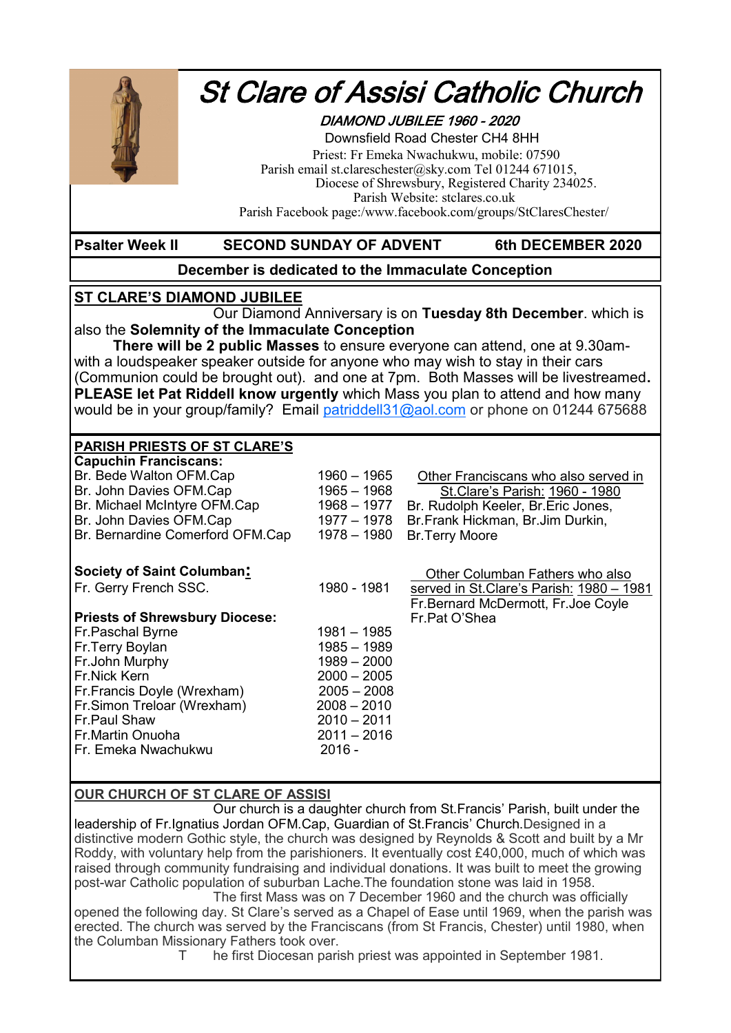# *St Clare of Assisi Catholic Church*

*DIAMOND JUBILEE 1960 - 2020*

Downsfield Road Chester CH4 8HH

Priest: Fr Emeka Nwachukwu, mobile: 07590

Parish email st.clareschester@sky.com Tel 01244 671015,

Diocese of Shrewsbury, Registered Charity 234025.

Parish Website: stclares.co.uk

Parish Facebook page:/www.facebook.com/groups/StClaresChester/

**Psalter Week II** **SECOND SUNDAY OF ADVENT** **6th DECEMBER 2020**

**December is dedicated to the Immaculate Conception**

## ST CLARE'S DIAMOND JUBILEE

Our Diamond Anniversary is on **Tuesday 8th December**. which is also the **Solemnity of the Immaculate Conception**

**There will be 2 public Masses** to ensure everyone can attend, one at 9.30am- with a loudspeaker speaker outside for anyone who may wish to stay in their cars (Communion could be brought out). and one at 7pm. Both Masses will be livestreamed**.** **PLEASE let Pat Riddell know urgently** which Mass you plan to attend and how many would be in your group/family? Email patriddell31@aol.com or phone on 01244 675688

## PARISH PRIESTS OF ST CLARE'S

**Capuchin Franciscans:**

| | |
|---|---|
| Br. Bede Walton OFM.Cap | 1960 – 1965 |
| Br. John Davies OFM.Cap | 1965 – 1968 |
| Br. Michael McIntyre OFM.Cap | 1968 – 1977 |
| Br. John Davies OFM.Cap | 1977 – 1978 |
| Br. Bernardine Comerford OFM.Cap | 1978 – 1980 |

Other Franciscans who also served in St.Clare's Parish: 1960 - 1980

Br. Rudolph Keeler, Br.Eric Jones, Br.Frank Hickman, Br.Jim Durkin, Br.Terry Moore

**Society of Saint Columban:**

| | |
|---|---|
| Fr. Gerry French SSC. | 1980 - 1981 |

Other Columban Fathers who also served in St.Clare's Parish: 1980 – 1981

Fr.Bernard McDermott, Fr.Joe Coyle, Fr.Pat O'Shea

**Priests of Shrewsbury Diocese:**

| | |
|---|---|
| Fr.Paschal Byrne | 1981 – 1985 |
| Fr.Terry Boylan | 1985 – 1989 |
| Fr.John Murphy | 1989 – 2000 |
| Fr.Nick Kern | 2000 – 2005 |
| Fr.Francis Doyle (Wrexham) | 2005 – 2008 |
| Fr.Simon Treloar (Wrexham) | 2008 – 2010 |
| Fr.Paul Shaw | 2010 – 2011 |
| Fr.Martin Onuoha | 2011 – 2016 |
| Fr. Emeka Nwachukwu | 2016 - |

## OUR CHURCH OF ST CLARE OF ASSISI

Our church is a daughter church from St.Francis' Parish, built under the leadership of Fr.Ignatius Jordan OFM.Cap, Guardian of St.Francis' Church.Designed in a distinctive modern Gothic style, the church was designed by Reynolds & Scott and built by a Mr Roddy, with voluntary help from the parishioners. It eventually cost £40,000, much of which was raised through community fundraising and individual donations. It was built to meet the growing post-war Catholic population of suburban Lache.The foundation stone was laid in 1958.

The first Mass was on 7 December 1960 and the church was officially opened the following day. St Clare's served as a Chapel of Ease until 1969, when the parish was erected. The church was served by the Franciscans (from St Francis, Chester) until 1980, when the Columban Missionary Fathers took over.

The first Diocesan parish priest was appointed in September 1981.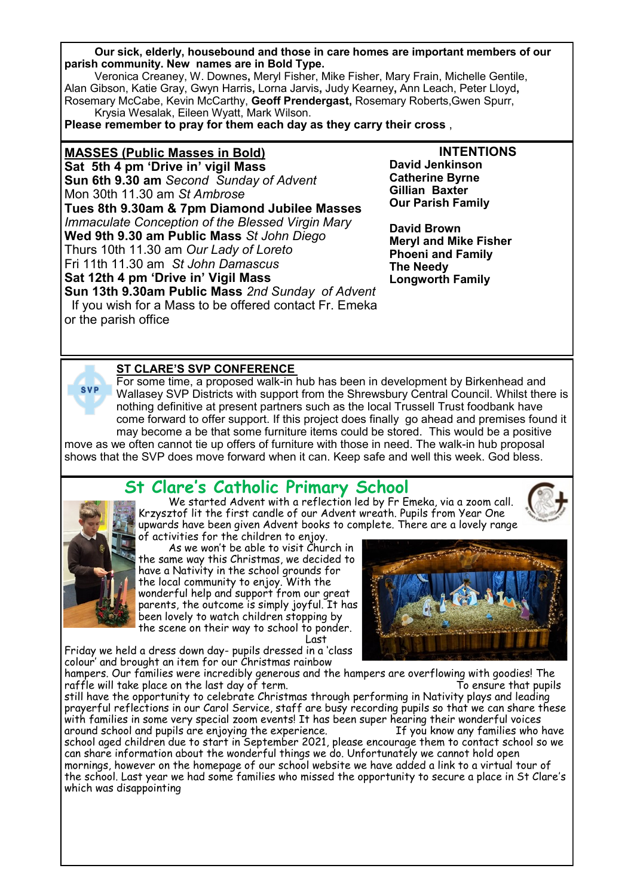**Our sick, elderly, housebound and those in care homes are important members of our parish community. New names are in Bold Type.**

Veronica Creaney, W. Downes, Meryl Fisher, Mike Fisher, Mary Frain, Michelle Gentile, Alan Gibson, Katie Gray, Gwyn Harris, Lorna Jarvis, Judy Kearney, Ann Leach, Peter Lloyd, Rosemary McCabe, Kevin McCarthy, **Geoff Prendergast,** Rosemary Roberts,Gwen Spurr, Krysia Wesalak, Eileen Wyatt, Mark Wilson.

**Please remember to pray for them each day as they carry their cross** ,

| **MASSES (Public Masses in Bold)** | **INTENTIONS** |
|---|---|
| **Sat 5th 4 pm 'Drive in' vigil Mass** | **David Jenkinson** |
| **Sun 6th 9.30 am** *Second Sunday of Advent* | **Catherine Byrne** |
| Mon 30th 11.30 am *St Ambrose* | **Gillian Baxter** |
| **Tues 8th 9.30am & 7pm Diamond Jubilee Masses** *Immaculate Conception of the Blessed Virgin Mary* | **Our Parish Family** |
| **Wed 9th 9.30 am Public Mass** *St John Diego* | **David Brown** |
| Thurs 10th 11.30 am *Our Lady of Loreto* | **Meryl and Mike Fisher** |
| Fri 11th 11.30 am *St John Damascus* | **Phoeni and Family** |
| **Sat 12th 4 pm 'Drive in' Vigil Mass** | **The Needy** |
| **Sun 13th 9.30am Public Mass** *2nd Sunday of Advent* | **Longworth Family** |

If you wish for a Mass to be offered contact Fr. Emeka or the parish office

## ST CLARE'S SVP CONFERENCE

For some time, a proposed walk-in hub has been in development by Birkenhead and Wallasey SVP Districts with support from the Shrewsbury Central Council. Whilst there is nothing definitive at present partners such as the local Trussell Trust foodbank have come forward to offer support. If this project does finally go ahead and premises found it may become a be that some furniture items could be stored. This would be a positive move as we often cannot tie up offers of furniture with those in need. The walk-in hub proposal shows that the SVP does move forward when it can. Keep safe and well this week. God bless.

## St Clare's Catholic Primary School

We started Advent with a reflection led by Fr Emeka, via a zoom call. Krzysztof lit the first candle of our Advent wreath. Pupils from Year One upwards have been given Advent books to complete. There are a lovely range of activities for the children to enjoy.

As we won't be able to visit Church in the same way this Christmas, we decided to have a Nativity in the school grounds for the local community to enjoy. With the wonderful help and support from our great parents, the outcome is simply joyful. It has been lovely to watch children stopping by the scene on their way to school to ponder.

Last Friday we held a dress down day- pupils dressed in a 'class colour' and brought an item for our Christmas rainbow hampers. Our families were incredibly generous and the hampers are overflowing with goodies! The raffle will take place on the last day of term.

To ensure that pupils still have the opportunity to celebrate Christmas through performing in Nativity plays and leading prayerful reflections in our Carol Service, staff are busy recording pupils so that we can share these with families in some very special zoom events! It has been super hearing their wonderful voices around school and pupils are enjoying the experience.

If you know any families who have school aged children due to start in September 2021, please encourage them to contact school so we can share information about the wonderful things we do. Unfortunately we cannot hold open mornings, however on the homepage of our school website we have added a link to a virtual tour of the school. Last year we had some families who missed the opportunity to secure a place in St Clare's which was disappointing